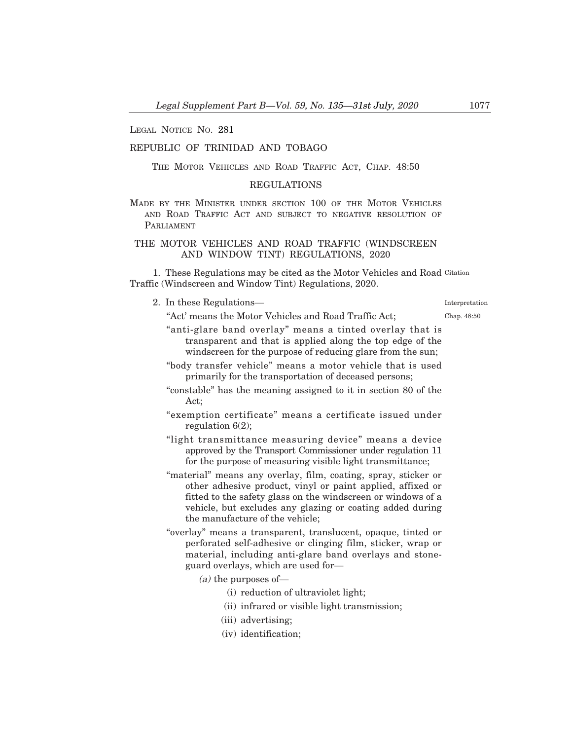LEGAL NOTICE NO. 281

REPUBLIC OF TRINIDAD AND TOBAGO

THE MOTOR VEHICLES AND ROAD TRAFFIC ACT, CHAP. 48:50

REGULATIONS

MADE BY THE MINISTER UNDER SECTION 100 OF THE MOTOR VEHICLES AND ROAD TRAFFIC ACT AND SUBJECT TO NEGATIVE RESOLUTION OF PARLIAMENT

# THE MOTOR VEHICLES AND ROAD TRAFFIC (WINDSCREEN AND WINDOW TINT) REGULATIONS, 2020

Citation

1. These Regulations may be cited as the Motor Vehicles and Road Traffic (Windscreen and Window Tint) Regulations, 2020.

Interpretation

2. In these Regulations—

Chap. 48:50

"Act' means the Motor Vehicles and Road Traffic Act;

"anti-glare band overlay" means a tinted overlay that is transparent and that is applied along the top edge of the windscreen for the purpose of reducing glare from the sun;

"body transfer vehicle" means a motor vehicle that is used primarily for the transportation of deceased persons;

"constable" has the meaning assigned to it in section 80 of the Act;

"exemption certificate" means a certificate issued under regulation 6(2);

"light transmittance measuring device" means a device approved by the Transport Commissioner under regulation 11 for the purpose of measuring visible light transmittance;

"material" means any overlay, film, coating, spray, sticker or other adhesive product, vinyl or paint applied, affixed or fitted to the safety glass on the windscreen or windows of a vehicle, but excludes any glazing or coating added during the manufacture of the vehicle;

"overlay" means a transparent, translucent, opaque, tinted or perforated self-adhesive or clinging film, sticker, wrap or material, including anti-glare band overlays and stone-guard overlays, which are used for—

*(a)* the purposes of—

(i) reduction of ultraviolet light;

(ii) infrared or visible light transmission;

(iii) advertising;

(iv) identification;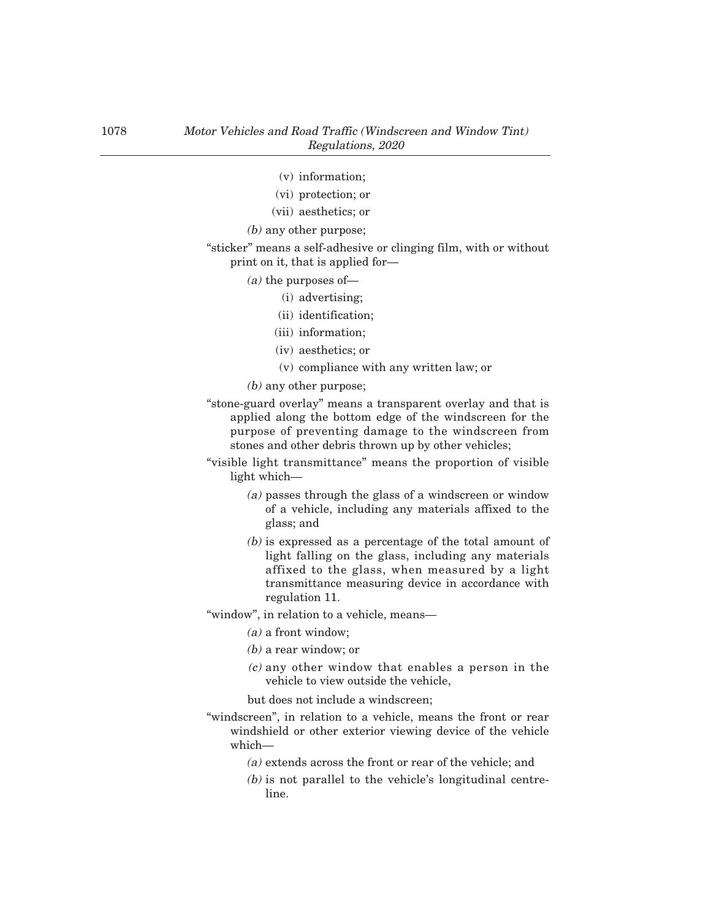(v) information;

(vi) protection; or

(vii) aesthetics; or

*(b)* any other purpose;

"sticker" means a self-adhesive or clinging film, with or without print on it, that is applied for—

*(a)* the purposes of—

(i) advertising;

(ii) identification;

(iii) information;

(iv) aesthetics; or

(v) compliance with any written law; or

*(b)* any other purpose;

"stone-guard overlay" means a transparent overlay and that is applied along the bottom edge of the windscreen for the purpose of preventing damage to the windscreen from stones and other debris thrown up by other vehicles;

"visible light transmittance" means the proportion of visible light which—

*(a)* passes through the glass of a windscreen or window of a vehicle, including any materials affixed to the glass; and

*(b)* is expressed as a percentage of the total amount of light falling on the glass, including any materials affixed to the glass, when measured by a light transmittance measuring device in accordance with regulation 11.

"window", in relation to a vehicle, means—

*(a)* a front window;

*(b)* a rear window; or

*(c)* any other window that enables a person in the vehicle to view outside the vehicle,

but does not include a windscreen;

"windscreen", in relation to a vehicle, means the front or rear windshield or other exterior viewing device of the vehicle which—

*(a)* extends across the front or rear of the vehicle; and

*(b)* is not parallel to the vehicle's longitudinal centre-line.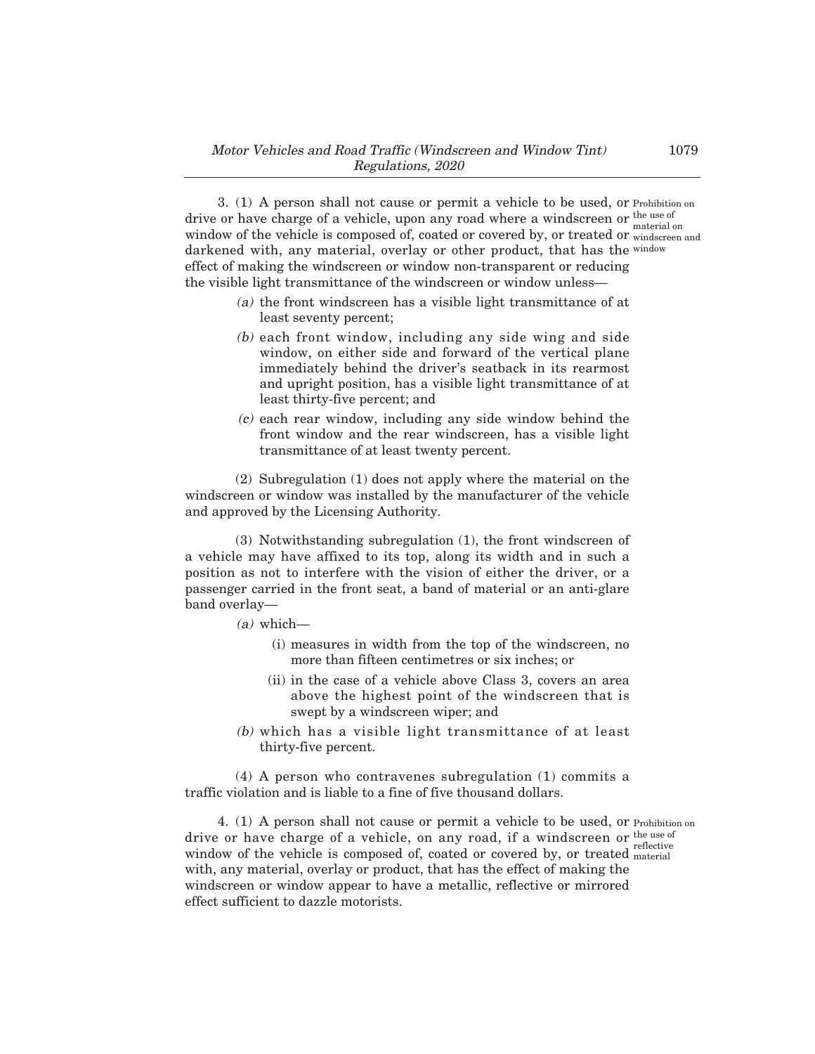3. (1) A person shall not cause or permit a vehicle to be used, or drive or have charge of a vehicle, upon any road where a windscreen or window of the vehicle is composed of, coated or covered by, or treated or darkened with, any material, overlay or other product, that has the effect of making the windscreen or window non-transparent or reducing the visible light transmittance of the windscreen or window unless—

Prohibition on the use of material on windscreen and window

*(a)* the front windscreen has a visible light transmittance of at least seventy percent;

*(b)* each front window, including any side wing and side window, on either side and forward of the vertical plane immediately behind the driver's seatback in its rearmost and upright position, has a visible light transmittance of at least thirty-five percent; and

*(c)* each rear window, including any side window behind the front window and the rear windscreen, has a visible light transmittance of at least twenty percent.

(2) Subregulation (1) does not apply where the material on the windscreen or window was installed by the manufacturer of the vehicle and approved by the Licensing Authority.

(3) Notwithstanding subregulation (1), the front windscreen of a vehicle may have affixed to its top, along its width and in such a position as not to interfere with the vision of either the driver, or a passenger carried in the front seat, a band of material or an anti-glare band overlay—

*(a)* which—

(i) measures in width from the top of the windscreen, no more than fifteen centimetres or six inches; or

(ii) in the case of a vehicle above Class 3, covers an area above the highest point of the windscreen that is swept by a windscreen wiper; and

*(b)* which has a visible light transmittance of at least thirty-five percent.

(4) A person who contravenes subregulation (1) commits a traffic violation and is liable to a fine of five thousand dollars.

4. (1) A person shall not cause or permit a vehicle to be used, or drive or have charge of a vehicle, on any road, if a windscreen or window of the vehicle is composed of, coated or covered by, or treated with, any material, overlay or product, that has the effect of making the windscreen or window appear to have a metallic, reflective or mirrored effect sufficient to dazzle motorists.

Prohibition on the use of reflective material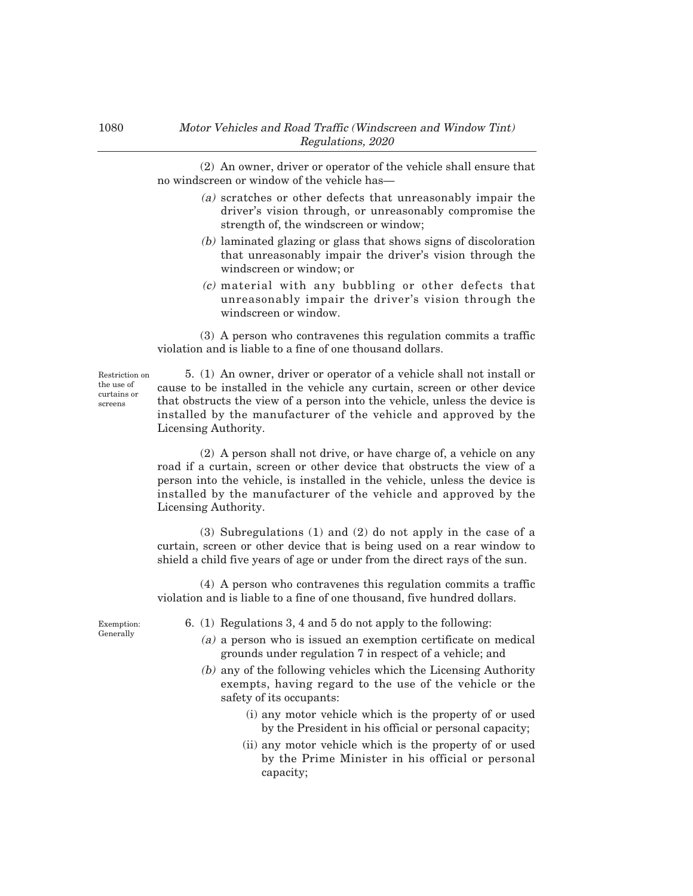(2) An owner, driver or operator of the vehicle shall ensure that no windscreen or window of the vehicle has—

- *(a)* scratches or other defects that unreasonably impair the driver's vision through, or unreasonably compromise the strength of, the windscreen or window;
- *(b)* laminated glazing or glass that shows signs of discoloration that unreasonably impair the driver's vision through the windscreen or window; or
- *(c)* material with any bubbling or other defects that unreasonably impair the driver's vision through the windscreen or window.

(3) A person who contravenes this regulation commits a traffic violation and is liable to a fine of one thousand dollars.

Restriction on the use of curtains or screens

5. (1) An owner, driver or operator of a vehicle shall not install or cause to be installed in the vehicle any curtain, screen or other device that obstructs the view of a person into the vehicle, unless the device is installed by the manufacturer of the vehicle and approved by the Licensing Authority.

(2) A person shall not drive, or have charge of, a vehicle on any road if a curtain, screen or other device that obstructs the view of a person into the vehicle, is installed in the vehicle, unless the device is installed by the manufacturer of the vehicle and approved by the Licensing Authority.

(3) Subregulations (1) and (2) do not apply in the case of a curtain, screen or other device that is being used on a rear window to shield a child five years of age or under from the direct rays of the sun.

(4) A person who contravenes this regulation commits a traffic violation and is liable to a fine of one thousand, five hundred dollars.

Exemption: Generally

6. (1) Regulations 3, 4 and 5 do not apply to the following:

- *(a)* a person who is issued an exemption certificate on medical grounds under regulation 7 in respect of a vehicle; and
- *(b)* any of the following vehicles which the Licensing Authority exempts, having regard to the use of the vehicle or the safety of its occupants:
  - (i) any motor vehicle which is the property of or used by the President in his official or personal capacity;
  - (ii) any motor vehicle which is the property of or used by the Prime Minister in his official or personal capacity;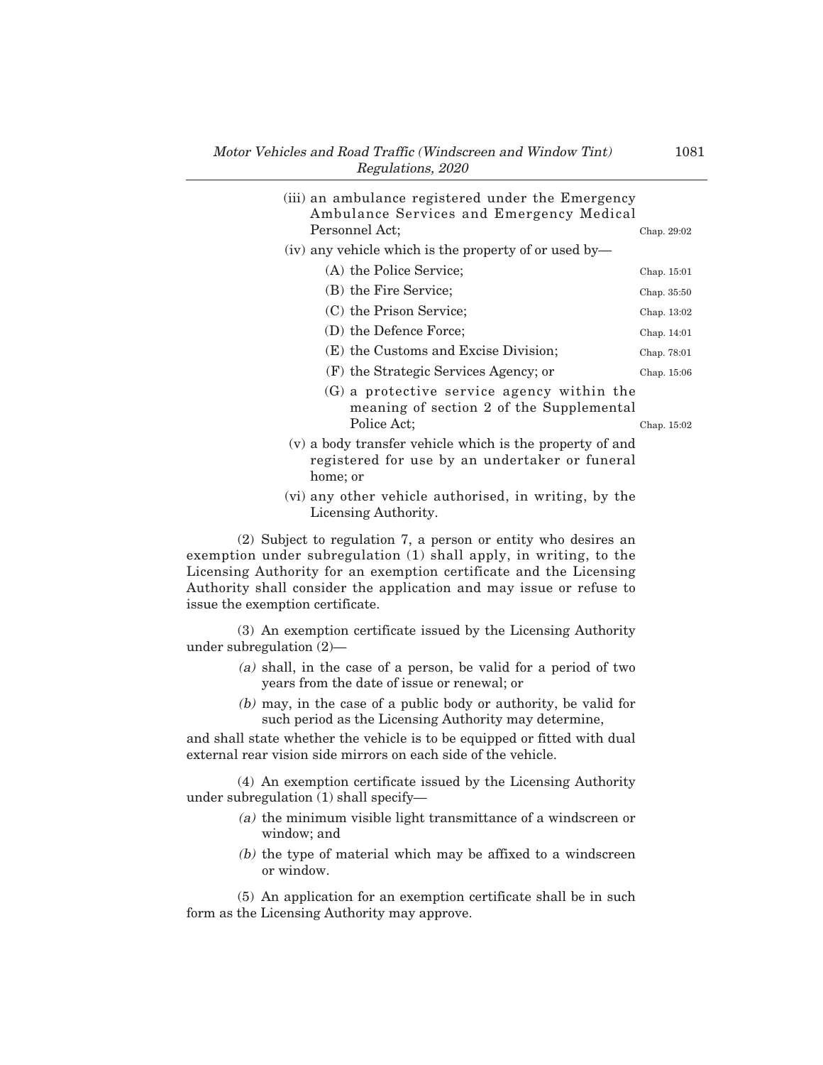(iii) an ambulance registered under the Emergency Ambulance Services and Emergency Medical Personnel Act; Chap. 29:02

(iv) any vehicle which is the property of or used by—

(A) the Police Service; Chap. 15:01

(B) the Fire Service; Chap. 35:50

(C) the Prison Service; Chap. 13:02

(D) the Defence Force; Chap. 14:01

(E) the Customs and Excise Division; Chap. 78:01

(F) the Strategic Services Agency; or Chap. 15:06

(G) a protective service agency within the meaning of section 2 of the Supplemental Police Act; Chap. 15:02

(v) a body transfer vehicle which is the property of and registered for use by an undertaker or funeral home; or

(vi) any other vehicle authorised, in writing, by the Licensing Authority.

(2) Subject to regulation 7, a person or entity who desires an exemption under subregulation (1) shall apply, in writing, to the Licensing Authority for an exemption certificate and the Licensing Authority shall consider the application and may issue or refuse to issue the exemption certificate.

(3) An exemption certificate issued by the Licensing Authority under subregulation (2)—

*(a)* shall, in the case of a person, be valid for a period of two years from the date of issue or renewal; or

*(b)* may, in the case of a public body or authority, be valid for such period as the Licensing Authority may determine,

and shall state whether the vehicle is to be equipped or fitted with dual external rear vision side mirrors on each side of the vehicle.

(4) An exemption certificate issued by the Licensing Authority under subregulation (1) shall specify—

*(a)* the minimum visible light transmittance of a windscreen or window; and

*(b)* the type of material which may be affixed to a windscreen or window.

(5) An application for an exemption certificate shall be in such form as the Licensing Authority may approve.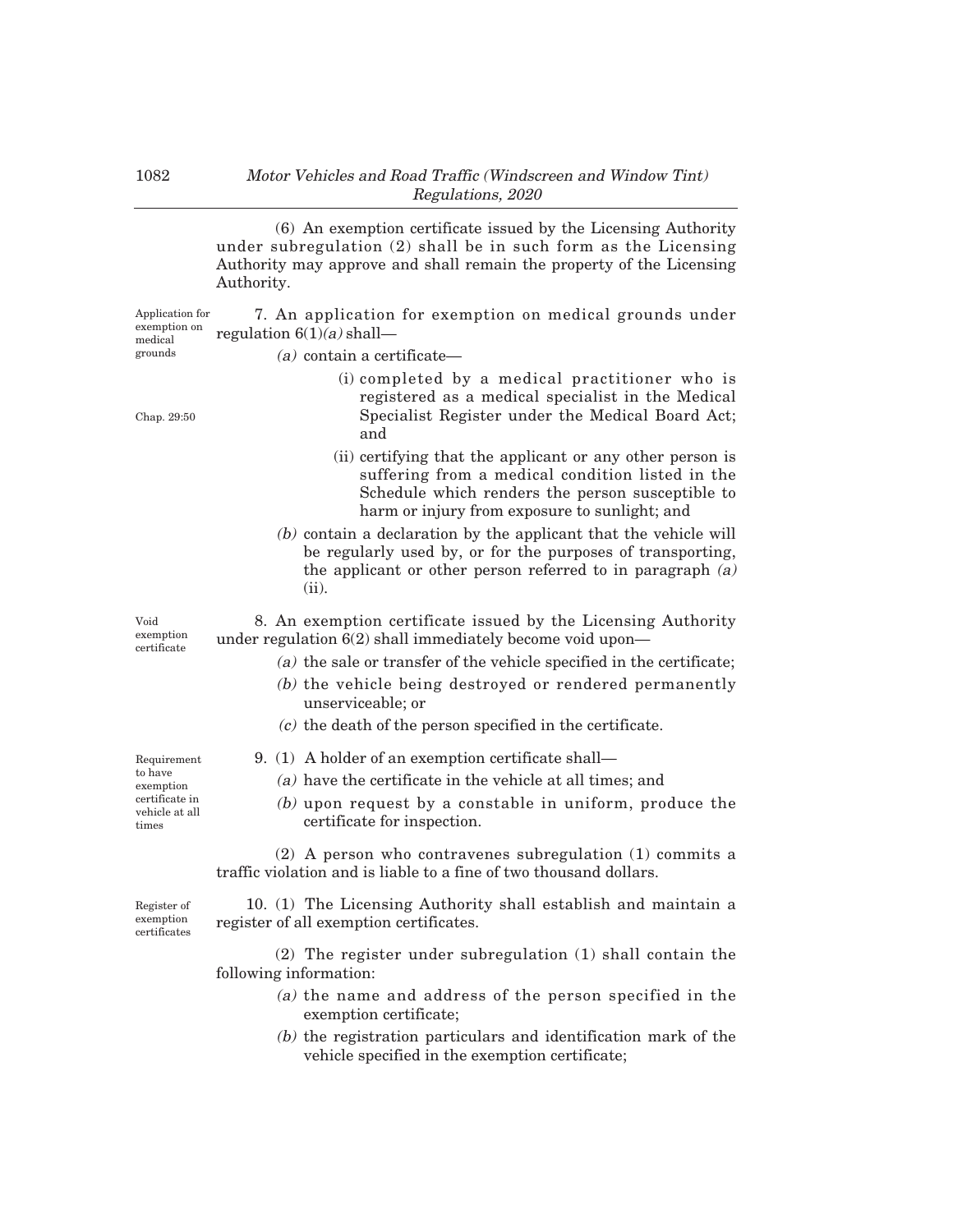(6) An exemption certificate issued by the Licensing Authority under subregulation (2) shall be in such form as the Licensing Authority may approve and shall remain the property of the Licensing Authority.

*Application for exemption on medical grounds*

7. An application for exemption on medical grounds under regulation 6(1)*(a)* shall—

*(a)* contain a certificate—

(i) completed by a medical practitioner who is registered as a medical specialist in the Medical Specialist Register under the Medical Board Act; and

*Chap. 29:50*

(ii) certifying that the applicant or any other person is suffering from a medical condition listed in the Schedule which renders the person susceptible to harm or injury from exposure to sunlight; and

*(b)* contain a declaration by the applicant that the vehicle will be regularly used by, or for the purposes of transporting, the applicant or other person referred to in paragraph *(a)* (ii).

*Void exemption certificate*

8. An exemption certificate issued by the Licensing Authority under regulation 6(2) shall immediately become void upon—

*(a)* the sale or transfer of the vehicle specified in the certificate;

*(b)* the vehicle being destroyed or rendered permanently unserviceable; or

*(c)* the death of the person specified in the certificate.

*Requirement to have exemption certificate in vehicle at all times*

9. (1) A holder of an exemption certificate shall—

*(a)* have the certificate in the vehicle at all times; and

*(b)* upon request by a constable in uniform, produce the certificate for inspection.

(2) A person who contravenes subregulation (1) commits a traffic violation and is liable to a fine of two thousand dollars.

*Register of exemption certificates*

10. (1) The Licensing Authority shall establish and maintain a register of all exemption certificates.

(2) The register under subregulation (1) shall contain the following information:

*(a)* the name and address of the person specified in the exemption certificate;

*(b)* the registration particulars and identification mark of the vehicle specified in the exemption certificate;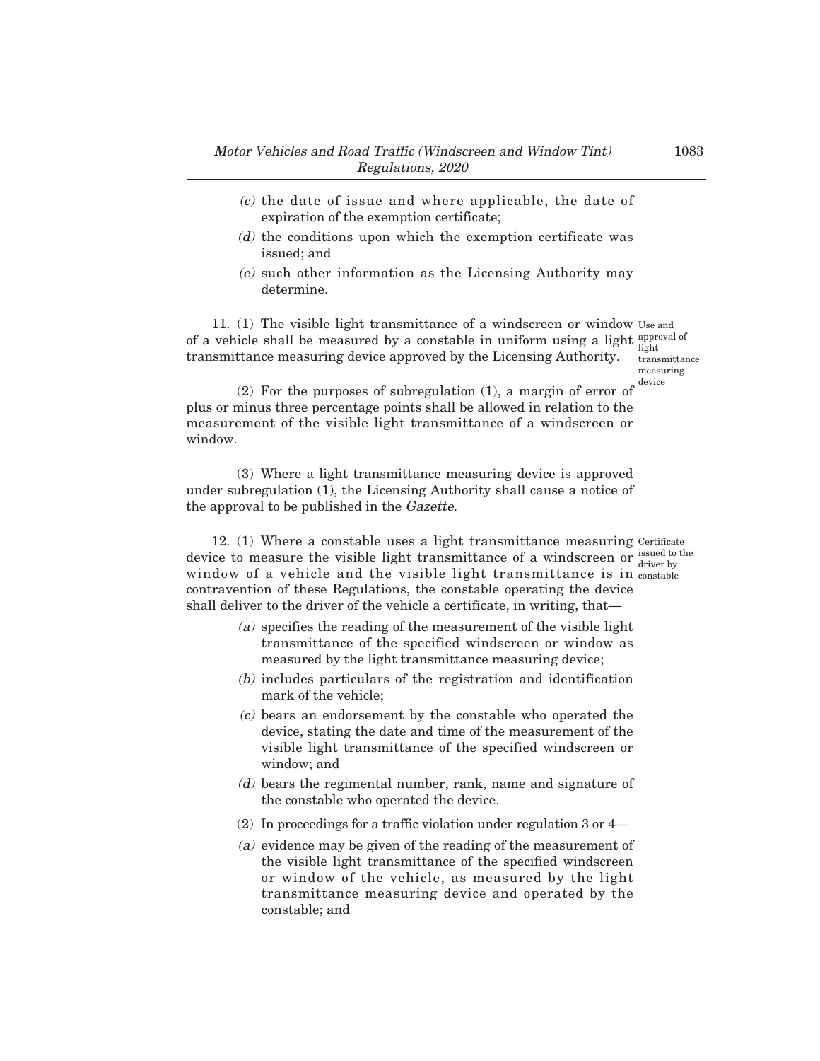*(c)* the date of issue and where applicable, the date of expiration of the exemption certificate;

*(d)* the conditions upon which the exemption certificate was issued; and

*(e)* such other information as the Licensing Authority may determine.

Use and approval of light transmittance measuring device

11. (1) The visible light transmittance of a windscreen or window of a vehicle shall be measured by a constable in uniform using a light transmittance measuring device approved by the Licensing Authority.

(2) For the purposes of subregulation (1), a margin of error of plus or minus three percentage points shall be allowed in relation to the measurement of the visible light transmittance of a windscreen or window.

(3) Where a light transmittance measuring device is approved under subregulation (1), the Licensing Authority shall cause a notice of the approval to be published in the *Gazette*.

Certificate issued to the driver by constable

12. (1) Where a constable uses a light transmittance measuring device to measure the visible light transmittance of a windscreen or window of a vehicle and the visible light transmittance is in contravention of these Regulations, the constable operating the device shall deliver to the driver of the vehicle a certificate, in writing, that—

*(a)* specifies the reading of the measurement of the visible light transmittance of the specified windscreen or window as measured by the light transmittance measuring device;

*(b)* includes particulars of the registration and identification mark of the vehicle;

*(c)* bears an endorsement by the constable who operated the device, stating the date and time of the measurement of the visible light transmittance of the specified windscreen or window; and

*(d)* bears the regimental number, rank, name and signature of the constable who operated the device.

(2) In proceedings for a traffic violation under regulation 3 or 4—

*(a)* evidence may be given of the reading of the measurement of the visible light transmittance of the specified windscreen or window of the vehicle, as measured by the light transmittance measuring device and operated by the constable; and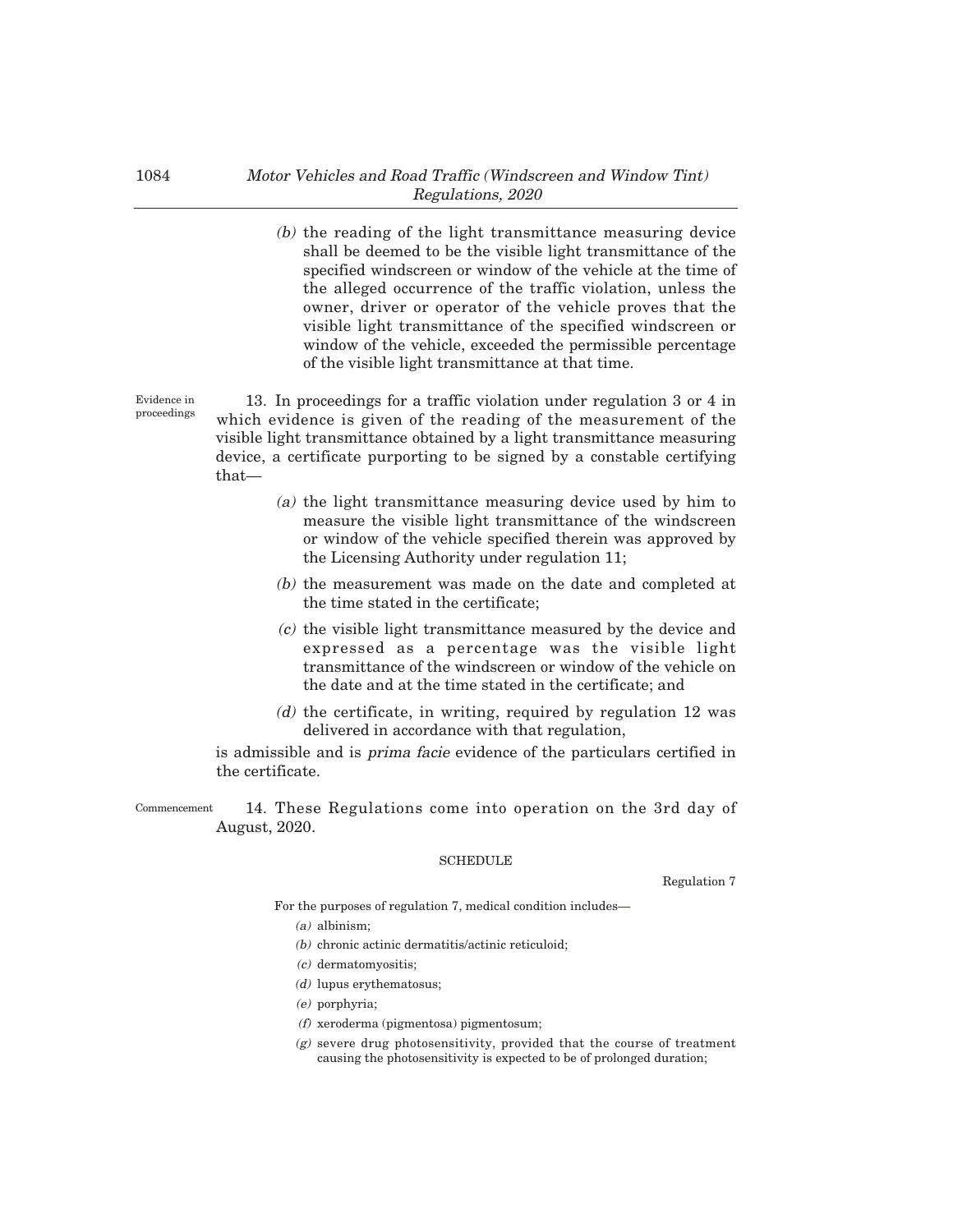(b) the reading of the light transmittance measuring device shall be deemed to be the visible light transmittance of the specified windscreen or window of the vehicle at the time of the alleged occurrence of the traffic violation, unless the owner, driver or operator of the vehicle proves that the visible light transmittance of the specified windscreen or window of the vehicle, exceeded the permissible percentage of the visible light transmittance at that time.

Evidence in proceedings

13. In proceedings for a traffic violation under regulation 3 or 4 in which evidence is given of the reading of the measurement of the visible light transmittance obtained by a light transmittance measuring device, a certificate purporting to be signed by a constable certifying that—

(a) the light transmittance measuring device used by him to measure the visible light transmittance of the windscreen or window of the vehicle specified therein was approved by the Licensing Authority under regulation 11;

(b) the measurement was made on the date and completed at the time stated in the certificate;

(c) the visible light transmittance measured by the device and expressed as a percentage was the visible light transmittance of the windscreen or window of the vehicle on the date and at the time stated in the certificate; and

(d) the certificate, in writing, required by regulation 12 was delivered in accordance with that regulation,

is admissible and is *prima facie* evidence of the particulars certified in the certificate.

Commencement

14. These Regulations come into operation on the 3rd day of August, 2020.

## SCHEDULE

Regulation 7

For the purposes of regulation 7, medical condition includes—

(a) albinism;

(b) chronic actinic dermatitis/actinic reticuloid;

(c) dermatomyositis;

(d) lupus erythematosus;

(e) porphyria;

(f) xeroderma (pigmentosa) pigmentosum;

(g) severe drug photosensitivity, provided that the course of treatment causing the photosensitivity is expected to be of prolonged duration;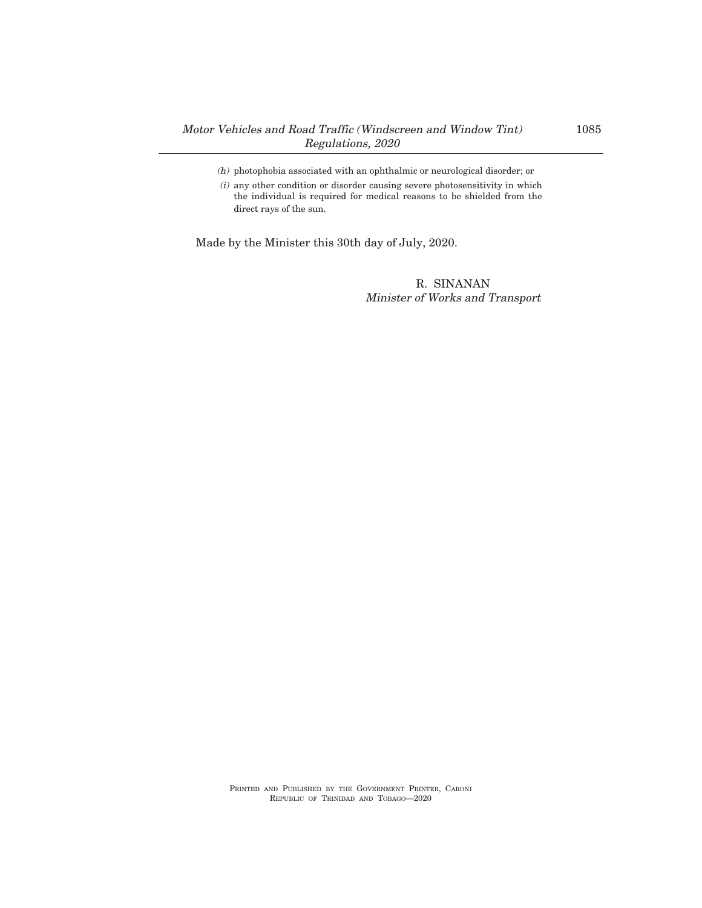*(h)* photophobia associated with an ophthalmic or neurological disorder; or

*(i)* any other condition or disorder causing severe photosensitivity in which the individual is required for medical reasons to be shielded from the direct rays of the sun.

Made by the Minister this 30th day of July, 2020.

R. SINANAN
*Minister of Works and Transport*

PRINTED AND PUBLISHED BY THE GOVERNMENT PRINTER, CARONI
REPUBLIC OF TRINIDAD AND TOBAGO—2020